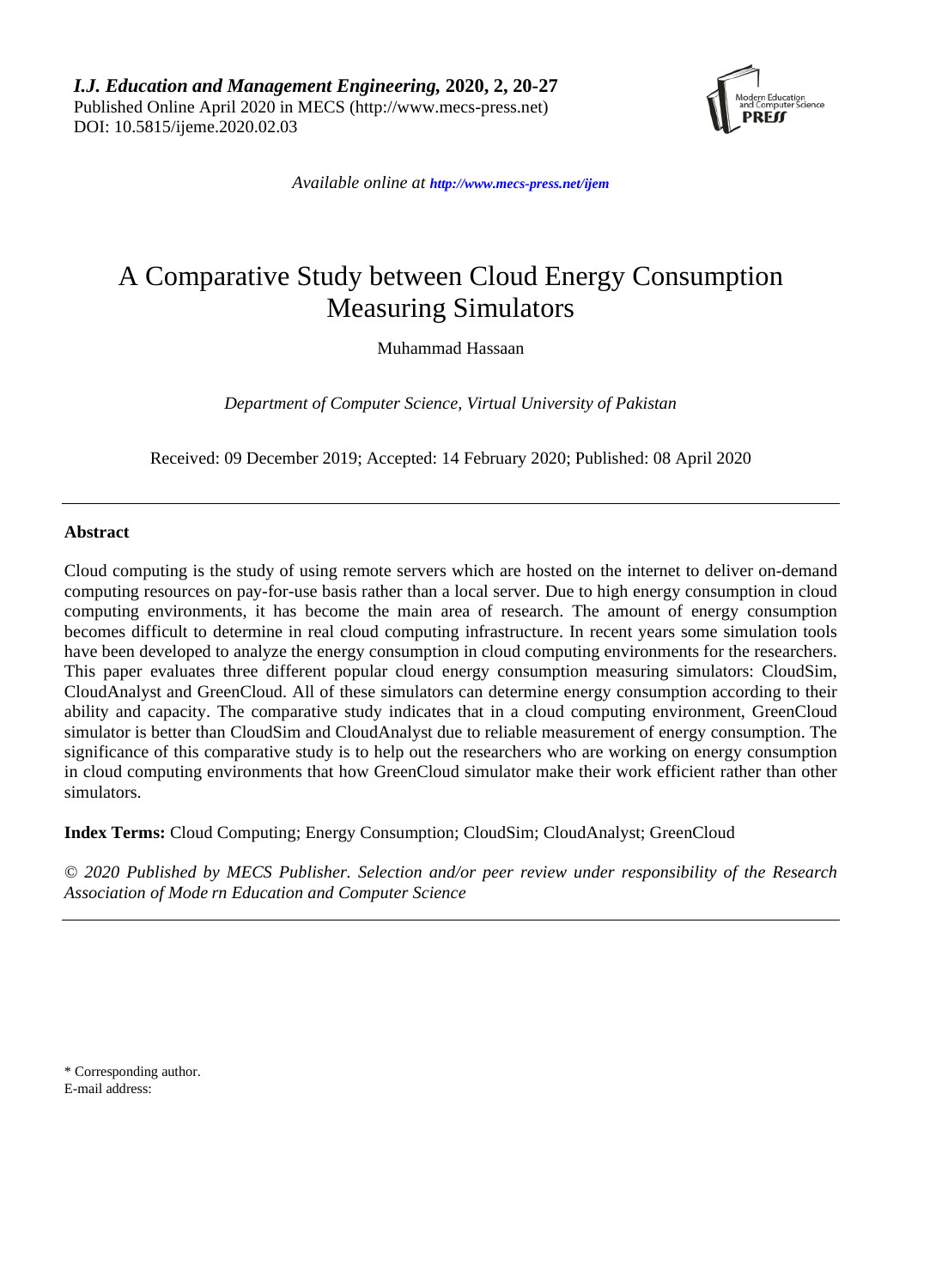*I.J. Education and Management Engineering,* **2020, 2, 20-27**
Published Online April 2020 in MECS (http://www.mecs-press.net)
DOI: 10.5815/ijeme.2020.02.03

*Available online at* ***http://www.mecs-press.net/ijem***

# A Comparative Study between Cloud Energy Consumption Measuring Simulators

Muhammad Hassaan

*Department of Computer Science, Virtual University of Pakistan*

Received: 09 December 2019; Accepted: 14 February 2020; Published: 08 April 2020

---

## Abstract

Cloud computing is the study of using remote servers which are hosted on the internet to deliver on-demand computing resources on pay-for-use basis rather than a local server. Due to high energy consumption in cloud computing environments, it has become the main area of research. The amount of energy consumption becomes difficult to determine in real cloud computing infrastructure. In recent years some simulation tools have been developed to analyze the energy consumption in cloud computing environments for the researchers. This paper evaluates three different popular cloud energy consumption measuring simulators: CloudSim, CloudAnalyst and GreenCloud. All of these simulators can determine energy consumption according to their ability and capacity. The comparative study indicates that in a cloud computing environment, GreenCloud simulator is better than CloudSim and CloudAnalyst due to reliable measurement of energy consumption. The significance of this comparative study is to help out the researchers who are working on energy consumption in cloud computing environments that how GreenCloud simulator make their work efficient rather than other simulators.

**Index Terms:** Cloud Computing; Energy Consumption; CloudSim; CloudAnalyst; GreenCloud

*© 2020 Published by MECS Publisher. Selection and/or peer review under responsibility of the Research Association of Mode rn Education and Computer Science*

---

\* Corresponding author.
E-mail address: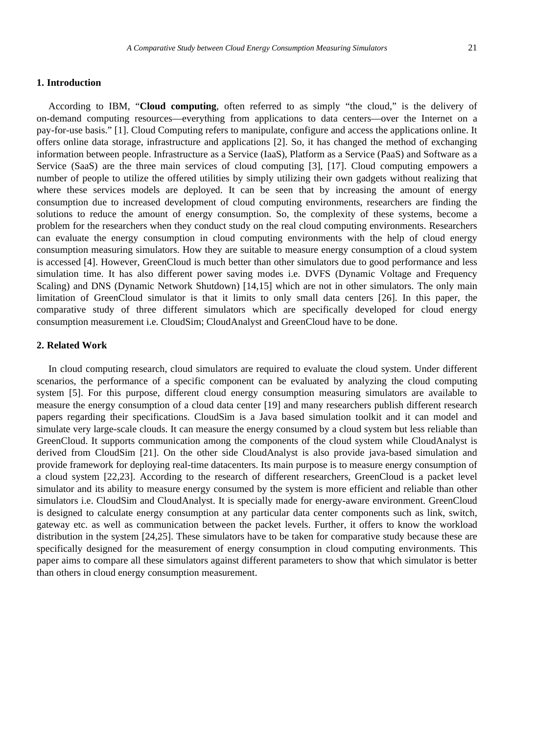## 1. Introduction

According to IBM, "**Cloud computing**, often referred to as simply "the cloud," is the delivery of on-demand computing resources—everything from applications to data centers—over the Internet on a pay-for-use basis." [1]. Cloud Computing refers to manipulate, configure and access the applications online. It offers online data storage, infrastructure and applications [2]. So, it has changed the method of exchanging information between people. Infrastructure as a Service (IaaS), Platform as a Service (PaaS) and Software as a Service (SaaS) are the three main services of cloud computing [3], [17]. Cloud computing empowers a number of people to utilize the offered utilities by simply utilizing their own gadgets without realizing that where these services models are deployed. It can be seen that by increasing the amount of energy consumption due to increased development of cloud computing environments, researchers are finding the solutions to reduce the amount of energy consumption. So, the complexity of these systems, become a problem for the researchers when they conduct study on the real cloud computing environments. Researchers can evaluate the energy consumption in cloud computing environments with the help of cloud energy consumption measuring simulators. How they are suitable to measure energy consumption of a cloud system is accessed [4]. However, GreenCloud is much better than other simulators due to good performance and less simulation time. It has also different power saving modes i.e. DVFS (Dynamic Voltage and Frequency Scaling) and DNS (Dynamic Network Shutdown) [14,15] which are not in other simulators. The only main limitation of GreenCloud simulator is that it limits to only small data centers [26]. In this paper, the comparative study of three different simulators which are specifically developed for cloud energy consumption measurement i.e. CloudSim; CloudAnalyst and GreenCloud have to be done.

## 2. Related Work

In cloud computing research, cloud simulators are required to evaluate the cloud system. Under different scenarios, the performance of a specific component can be evaluated by analyzing the cloud computing system [5]. For this purpose, different cloud energy consumption measuring simulators are available to measure the energy consumption of a cloud data center [19] and many researchers publish different research papers regarding their specifications. CloudSim is a Java based simulation toolkit and it can model and simulate very large-scale clouds. It can measure the energy consumed by a cloud system but less reliable than GreenCloud. It supports communication among the components of the cloud system while CloudAnalyst is derived from CloudSim [21]. On the other side CloudAnalyst is also provide java-based simulation and provide framework for deploying real-time datacenters. Its main purpose is to measure energy consumption of a cloud system [22,23]. According to the research of different researchers, GreenCloud is a packet level simulator and its ability to measure energy consumed by the system is more efficient and reliable than other simulators i.e. CloudSim and CloudAnalyst. It is specially made for energy-aware environment. GreenCloud is designed to calculate energy consumption at any particular data center components such as link, switch, gateway etc. as well as communication between the packet levels. Further, it offers to know the workload distribution in the system [24,25]. These simulators have to be taken for comparative study because these are specifically designed for the measurement of energy consumption in cloud computing environments. This paper aims to compare all these simulators against different parameters to show that which simulator is better than others in cloud energy consumption measurement.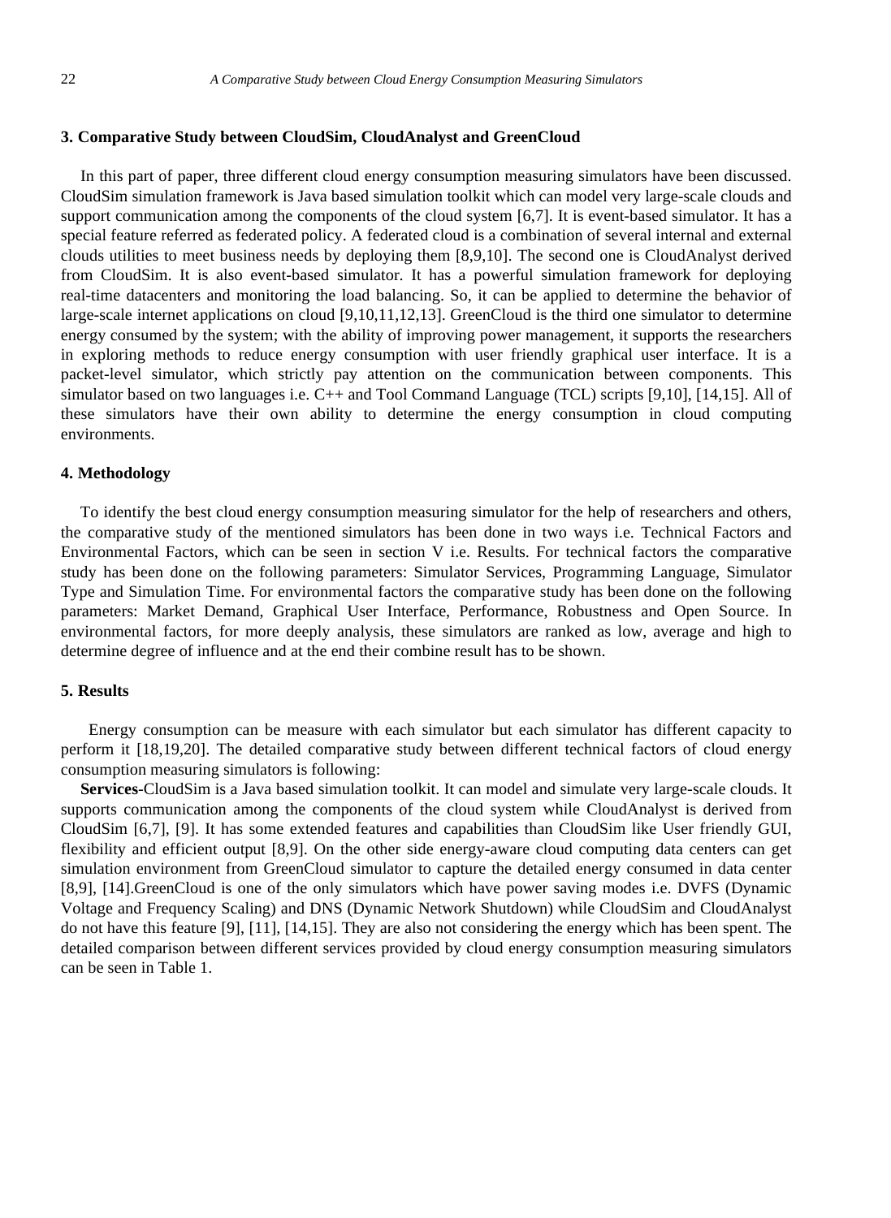## 3. Comparative Study between CloudSim, CloudAnalyst and GreenCloud

In this part of paper, three different cloud energy consumption measuring simulators have been discussed. CloudSim simulation framework is Java based simulation toolkit which can model very large-scale clouds and support communication among the components of the cloud system [6,7]. It is event-based simulator. It has a special feature referred as federated policy. A federated cloud is a combination of several internal and external clouds utilities to meet business needs by deploying them [8,9,10]. The second one is CloudAnalyst derived from CloudSim. It is also event-based simulator. It has a powerful simulation framework for deploying real-time datacenters and monitoring the load balancing. So, it can be applied to determine the behavior of large-scale internet applications on cloud [9,10,11,12,13]. GreenCloud is the third one simulator to determine energy consumed by the system; with the ability of improving power management, it supports the researchers in exploring methods to reduce energy consumption with user friendly graphical user interface. It is a packet-level simulator, which strictly pay attention on the communication between components. This simulator based on two languages i.e. C++ and Tool Command Language (TCL) scripts [9,10], [14,15]. All of these simulators have their own ability to determine the energy consumption in cloud computing environments.

## 4. Methodology

To identify the best cloud energy consumption measuring simulator for the help of researchers and others, the comparative study of the mentioned simulators has been done in two ways i.e. Technical Factors and Environmental Factors, which can be seen in section V i.e. Results. For technical factors the comparative study has been done on the following parameters: Simulator Services, Programming Language, Simulator Type and Simulation Time. For environmental factors the comparative study has been done on the following parameters: Market Demand, Graphical User Interface, Performance, Robustness and Open Source. In environmental factors, for more deeply analysis, these simulators are ranked as low, average and high to determine degree of influence and at the end their combine result has to be shown.

## 5. Results

Energy consumption can be measure with each simulator but each simulator has different capacity to perform it [18,19,20]. The detailed comparative study between different technical factors of cloud energy consumption measuring simulators is following:

**Services**-CloudSim is a Java based simulation toolkit. It can model and simulate very large-scale clouds. It supports communication among the components of the cloud system while CloudAnalyst is derived from CloudSim [6,7], [9]. It has some extended features and capabilities than CloudSim like User friendly GUI, flexibility and efficient output [8,9]. On the other side energy-aware cloud computing data centers can get simulation environment from GreenCloud simulator to capture the detailed energy consumed in data center [8,9], [14].GreenCloud is one of the only simulators which have power saving modes i.e. DVFS (Dynamic Voltage and Frequency Scaling) and DNS (Dynamic Network Shutdown) while CloudSim and CloudAnalyst do not have this feature [9], [11], [14,15]. They are also not considering the energy which has been spent. The detailed comparison between different services provided by cloud energy consumption measuring simulators can be seen in Table 1.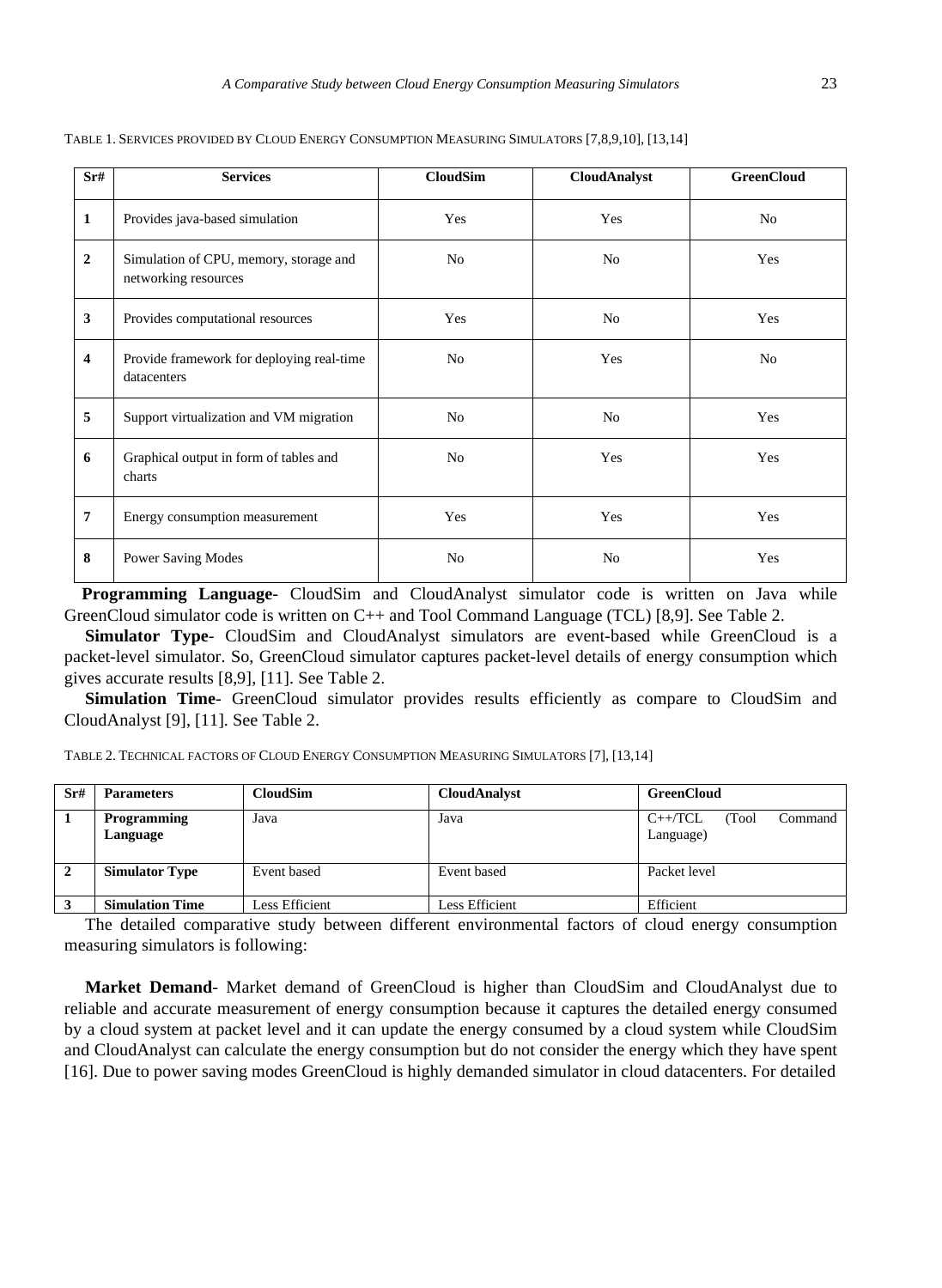TABLE 1. SERVICES PROVIDED BY CLOUD ENERGY CONSUMPTION MEASURING SIMULATORS [7,8,9,10], [13,14]

| Sr# | Services | CloudSim | CloudAnalyst | GreenCloud |
|---|---|---|---|---|
| 1 | Provides java-based simulation | Yes | Yes | No |
| 2 | Simulation of CPU, memory, storage and networking resources | No | No | Yes |
| 3 | Provides computational resources | Yes | No | Yes |
| 4 | Provide framework for deploying real-time datacenters | No | Yes | No |
| 5 | Support virtualization and VM migration | No | No | Yes |
| 6 | Graphical output in form of tables and charts | No | Yes | Yes |
| 7 | Energy consumption measurement | Yes | Yes | Yes |
| 8 | Power Saving Modes | No | No | Yes |

**Programming Language**- CloudSim and CloudAnalyst simulator code is written on Java while GreenCloud simulator code is written on C++ and Tool Command Language (TCL) [8,9]. See Table 2.

**Simulator Type**- CloudSim and CloudAnalyst simulators are event-based while GreenCloud is a packet-level simulator. So, GreenCloud simulator captures packet-level details of energy consumption which gives accurate results [8,9], [11]. See Table 2.

**Simulation Time**- GreenCloud simulator provides results efficiently as compare to CloudSim and CloudAnalyst [9], [11]. See Table 2.

TABLE 2. TECHNICAL FACTORS OF CLOUD ENERGY CONSUMPTION MEASURING SIMULATORS [7], [13,14]

| Sr# | Parameters | CloudSim | CloudAnalyst | GreenCloud |
|---|---|---|---|---|
| 1 | **Programming Language** | Java | Java | C++/TCL (Tool Command Language) |
| 2 | **Simulator Type** | Event based | Event based | Packet level |
| 3 | **Simulation Time** | Less Efficient | Less Efficient | Efficient |

The detailed comparative study between different environmental factors of cloud energy consumption measuring simulators is following:

**Market Demand**- Market demand of GreenCloud is higher than CloudSim and CloudAnalyst due to reliable and accurate measurement of energy consumption because it captures the detailed energy consumed by a cloud system at packet level and it can update the energy consumed by a cloud system while CloudSim and CloudAnalyst can calculate the energy consumption but do not consider the energy which they have spent [16]. Due to power saving modes GreenCloud is highly demanded simulator in cloud datacenters. For detailed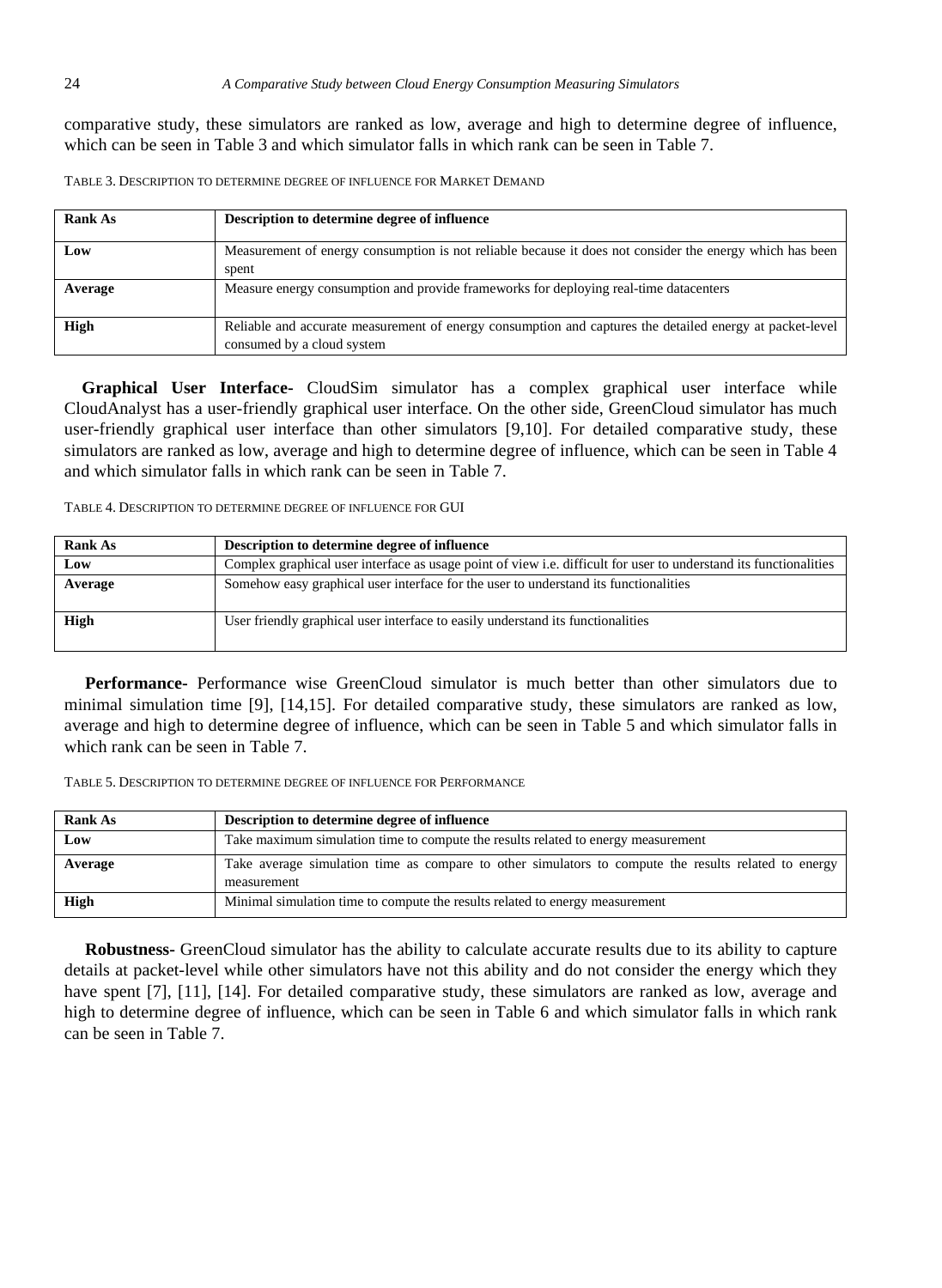comparative study, these simulators are ranked as low, average and high to determine degree of influence, which can be seen in Table 3 and which simulator falls in which rank can be seen in Table 7.

TABLE 3. DESCRIPTION TO DETERMINE DEGREE OF INFLUENCE FOR MARKET DEMAND

| Rank As | Description to determine degree of influence |
|---|---|
| Low | Measurement of energy consumption is not reliable because it does not consider the energy which has been spent |
| Average | Measure energy consumption and provide frameworks for deploying real-time datacenters |
| High | Reliable and accurate measurement of energy consumption and captures the detailed energy at packet-level consumed by a cloud system |

**Graphical User Interface-** CloudSim simulator has a complex graphical user interface while CloudAnalyst has a user-friendly graphical user interface. On the other side, GreenCloud simulator has much user-friendly graphical user interface than other simulators [9,10]. For detailed comparative study, these simulators are ranked as low, average and high to determine degree of influence, which can be seen in Table 4 and which simulator falls in which rank can be seen in Table 7.

TABLE 4. DESCRIPTION TO DETERMINE DEGREE OF INFLUENCE FOR GUI

| Rank As | Description to determine degree of influence |
|---|---|
| Low | Complex graphical user interface as usage point of view i.e. difficult for user to understand its functionalities |
| Average | Somehow easy graphical user interface for the user to understand its functionalities |
| High | User friendly graphical user interface to easily understand its functionalities |

**Performance-** Performance wise GreenCloud simulator is much better than other simulators due to minimal simulation time [9], [14,15]. For detailed comparative study, these simulators are ranked as low, average and high to determine degree of influence, which can be seen in Table 5 and which simulator falls in which rank can be seen in Table 7.

TABLE 5. DESCRIPTION TO DETERMINE DEGREE OF INFLUENCE FOR PERFORMANCE

| Rank As | Description to determine degree of influence |
|---|---|
| Low | Take maximum simulation time to compute the results related to energy measurement |
| Average | Take average simulation time as compare to other simulators to compute the results related to energy measurement |
| High | Minimal simulation time to compute the results related to energy measurement |

**Robustness-** GreenCloud simulator has the ability to calculate accurate results due to its ability to capture details at packet-level while other simulators have not this ability and do not consider the energy which they have spent [7], [11], [14]. For detailed comparative study, these simulators are ranked as low, average and high to determine degree of influence, which can be seen in Table 6 and which simulator falls in which rank can be seen in Table 7.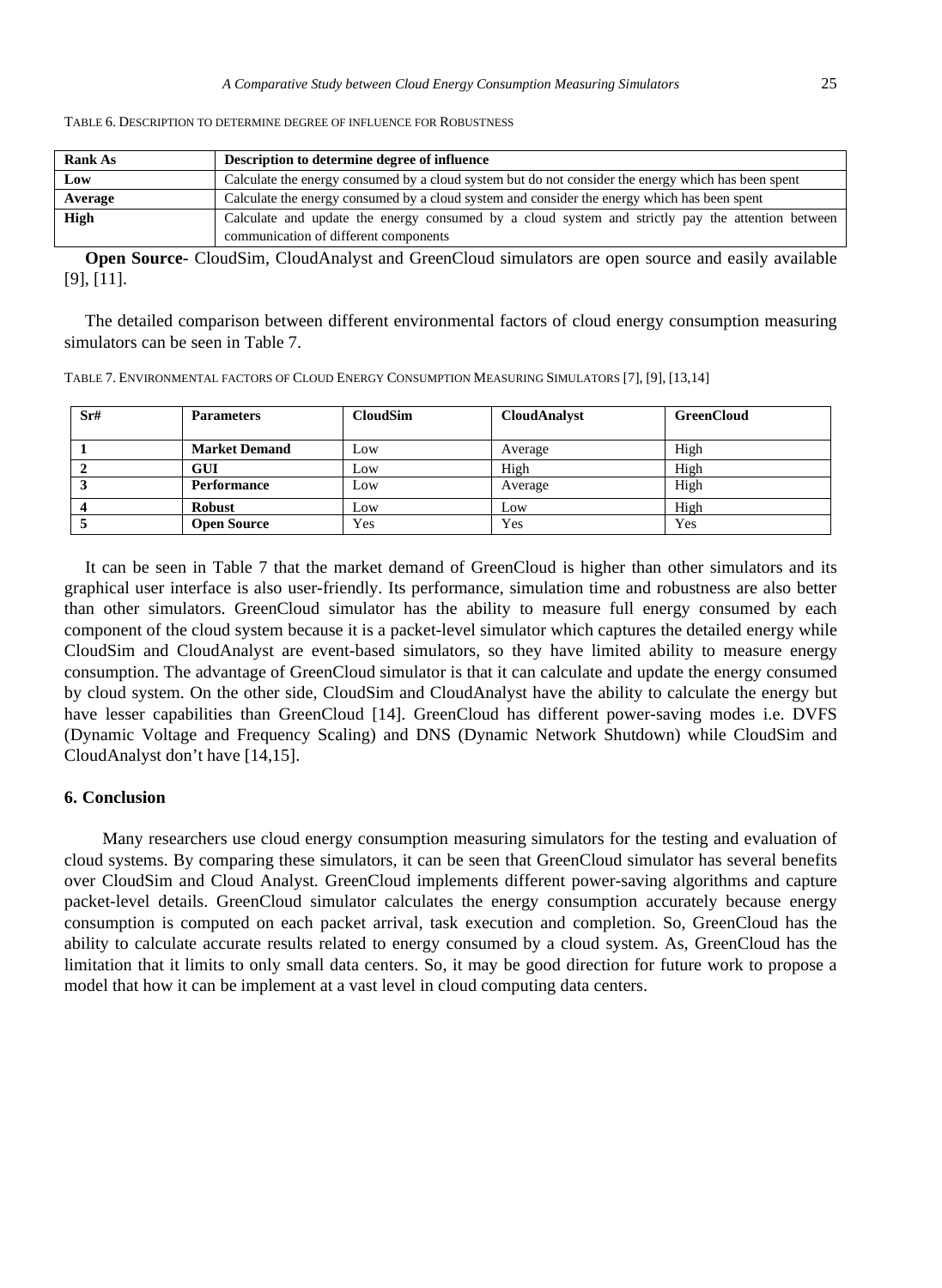TABLE 6. DESCRIPTION TO DETERMINE DEGREE OF INFLUENCE FOR ROBUSTNESS

| Rank As | Description to determine degree of influence |
|---|---|
| Low | Calculate the energy consumed by a cloud system but do not consider the energy which has been spent |
| Average | Calculate the energy consumed by a cloud system and consider the energy which has been spent |
| High | Calculate and update the energy consumed by a cloud system and strictly pay the attention between communication of different components |

**Open Source**- CloudSim, CloudAnalyst and GreenCloud simulators are open source and easily available [9], [11].

The detailed comparison between different environmental factors of cloud energy consumption measuring simulators can be seen in Table 7.

TABLE 7. ENVIRONMENTAL FACTORS OF CLOUD ENERGY CONSUMPTION MEASURING SIMULATORS [7], [9], [13,14]

| Sr# | Parameters | CloudSim | CloudAnalyst | GreenCloud |
|---|---|---|---|---|
| 1 | Market Demand | Low | Average | High |
| 2 | GUI | Low | High | High |
| 3 | Performance | Low | Average | High |
| 4 | Robust | Low | Low | High |
| 5 | Open Source | Yes | Yes | Yes |

It can be seen in Table 7 that the market demand of GreenCloud is higher than other simulators and its graphical user interface is also user-friendly. Its performance, simulation time and robustness are also better than other simulators. GreenCloud simulator has the ability to measure full energy consumed by each component of the cloud system because it is a packet-level simulator which captures the detailed energy while CloudSim and CloudAnalyst are event-based simulators, so they have limited ability to measure energy consumption. The advantage of GreenCloud simulator is that it can calculate and update the energy consumed by cloud system. On the other side, CloudSim and CloudAnalyst have the ability to calculate the energy but have lesser capabilities than GreenCloud [14]. GreenCloud has different power-saving modes i.e. DVFS (Dynamic Voltage and Frequency Scaling) and DNS (Dynamic Network Shutdown) while CloudSim and CloudAnalyst don't have [14,15].

## 6. Conclusion

Many researchers use cloud energy consumption measuring simulators for the testing and evaluation of cloud systems. By comparing these simulators, it can be seen that GreenCloud simulator has several benefits over CloudSim and Cloud Analyst. GreenCloud implements different power-saving algorithms and capture packet-level details. GreenCloud simulator calculates the energy consumption accurately because energy consumption is computed on each packet arrival, task execution and completion. So, GreenCloud has the ability to calculate accurate results related to energy consumed by a cloud system. As, GreenCloud has the limitation that it limits to only small data centers. So, it may be good direction for future work to propose a model that how it can be implement at a vast level in cloud computing data centers.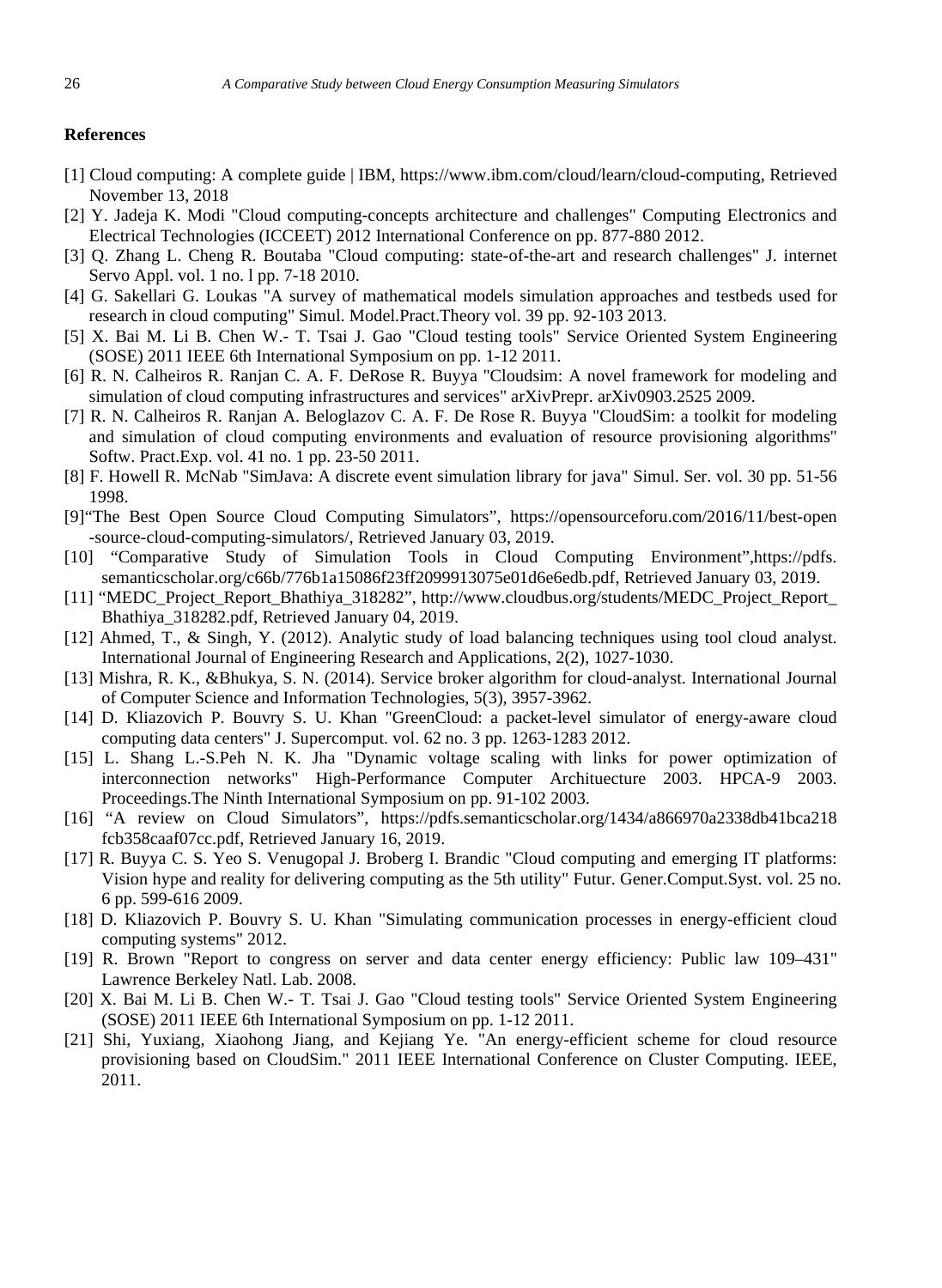## References

[1] Cloud computing: A complete guide | IBM, https://www.ibm.com/cloud/learn/cloud-computing, Retrieved November 13, 2018

[2] Y. Jadeja K. Modi "Cloud computing-concepts architecture and challenges" Computing Electronics and Electrical Technologies (ICCEET) 2012 International Conference on pp. 877-880 2012.

[3] Q. Zhang L. Cheng R. Boutaba "Cloud computing: state-of-the-art and research challenges" J. internet Servo Appl. vol. 1 no. l pp. 7-18 2010.

[4] G. Sakellari G. Loukas "A survey of mathematical models simulation approaches and testbeds used for research in cloud computing" Simul. Model.Pract.Theory vol. 39 pp. 92-103 2013.

[5] X. Bai M. Li B. Chen W.- T. Tsai J. Gao "Cloud testing tools" Service Oriented System Engineering (SOSE) 2011 IEEE 6th International Symposium on pp. 1-12 2011.

[6] R. N. Calheiros R. Ranjan C. A. F. DeRose R. Buyya "Cloudsim: A novel framework for modeling and simulation of cloud computing infrastructures and services" arXivPrepr. arXiv0903.2525 2009.

[7] R. N. Calheiros R. Ranjan A. Beloglazov C. A. F. De Rose R. Buyya "CloudSim: a toolkit for modeling and simulation of cloud computing environments and evaluation of resource provisioning algorithms" Softw. Pract.Exp. vol. 41 no. 1 pp. 23-50 2011.

[8] F. Howell R. McNab "SimJava: A discrete event simulation library for java" Simul. Ser. vol. 30 pp. 51-56 1998.

[9]"The Best Open Source Cloud Computing Simulators", https://opensourceforu.com/2016/11/best-open-source-cloud-computing-simulators/, Retrieved January 03, 2019.

[10] "Comparative Study of Simulation Tools in Cloud Computing Environment",https://pdfs.semanticscholar.org/c66b/776b1a15086f23ff2099913075e01d6e6edb.pdf, Retrieved January 03, 2019.

[11] "MEDC_Project_Report_Bhathiya_318282", http://www.cloudbus.org/students/MEDC_Project_Report_Bhathiya_318282.pdf, Retrieved January 04, 2019.

[12] Ahmed, T., & Singh, Y. (2012). Analytic study of load balancing techniques using tool cloud analyst. International Journal of Engineering Research and Applications, 2(2), 1027-1030.

[13] Mishra, R. K., &Bhukya, S. N. (2014). Service broker algorithm for cloud-analyst. International Journal of Computer Science and Information Technologies, 5(3), 3957-3962.

[14] D. Kliazovich P. Bouvry S. U. Khan "GreenCloud: a packet-level simulator of energy-aware cloud computing data centers" J. Supercomput. vol. 62 no. 3 pp. 1263-1283 2012.

[15] L. Shang L.-S.Peh N. K. Jha "Dynamic voltage scaling with links for power optimization of interconnection networks" High-Performance Computer Archituecture 2003. HPCA-9 2003. Proceedings.The Ninth International Symposium on pp. 91-102 2003.

[16] "A review on Cloud Simulators", https://pdfs.semanticscholar.org/1434/a866970a2338db41bca218fcb358caaf07cc.pdf, Retrieved January 16, 2019.

[17] R. Buyya C. S. Yeo S. Venugopal J. Broberg I. Brandic "Cloud computing and emerging IT platforms: Vision hype and reality for delivering computing as the 5th utility" Futur. Gener.Comput.Syst. vol. 25 no. 6 pp. 599-616 2009.

[18] D. Kliazovich P. Bouvry S. U. Khan "Simulating communication processes in energy-efficient cloud computing systems" 2012.

[19] R. Brown "Report to congress on server and data center energy efficiency: Public law 109–431" Lawrence Berkeley Natl. Lab. 2008.

[20] X. Bai M. Li B. Chen W.- T. Tsai J. Gao "Cloud testing tools" Service Oriented System Engineering (SOSE) 2011 IEEE 6th International Symposium on pp. 1-12 2011.

[21] Shi, Yuxiang, Xiaohong Jiang, and Kejiang Ye. "An energy-efficient scheme for cloud resource provisioning based on CloudSim." 2011 IEEE International Conference on Cluster Computing. IEEE, 2011.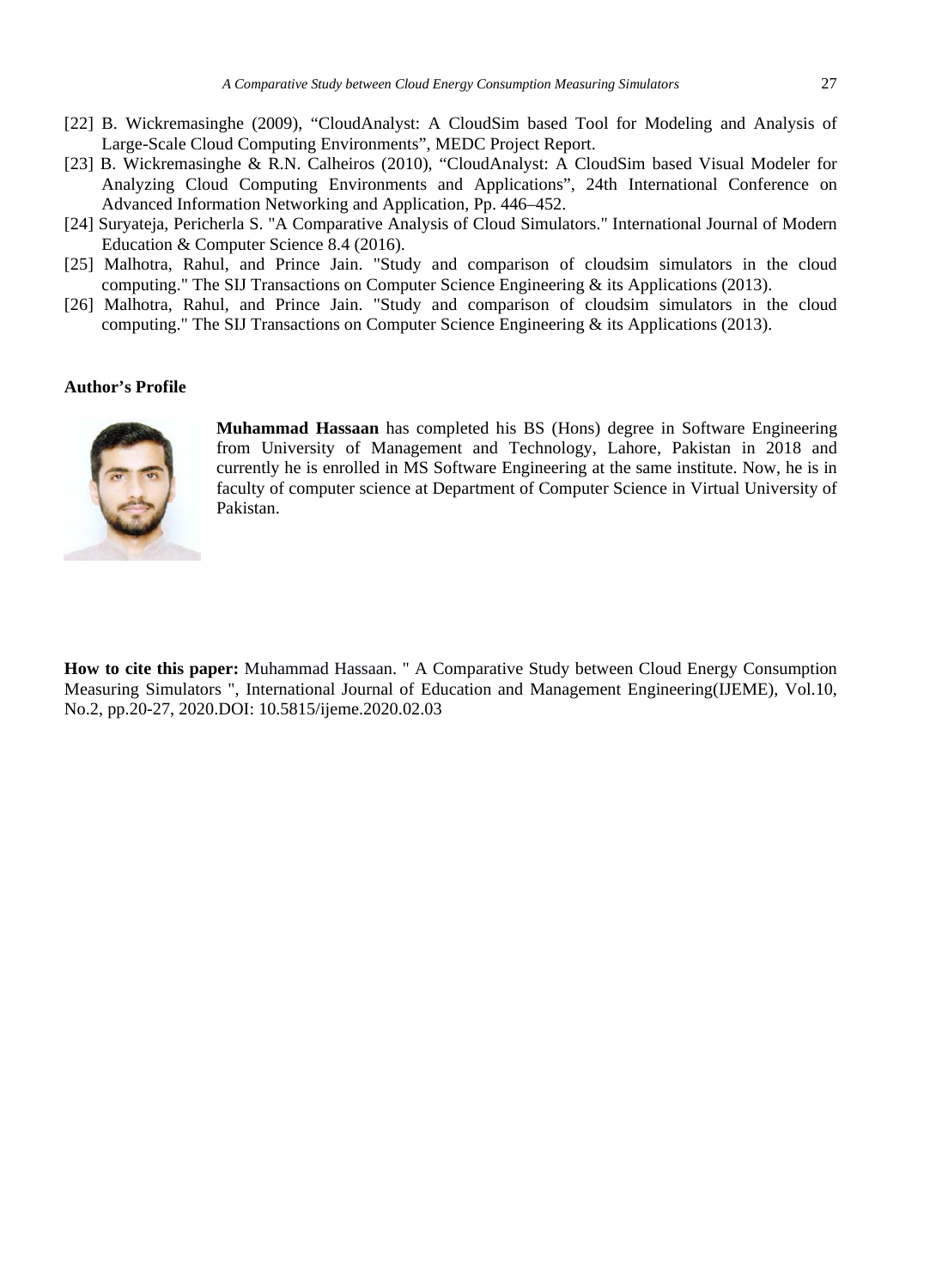[22] B. Wickremasinghe (2009), “CloudAnalyst: A CloudSim based Tool for Modeling and Analysis of Large-Scale Cloud Computing Environments”, MEDC Project Report.

[23] B. Wickremasinghe & R.N. Calheiros (2010), “CloudAnalyst: A CloudSim based Visual Modeler for Analyzing Cloud Computing Environments and Applications”, 24th International Conference on Advanced Information Networking and Application, Pp. 446–452.

[24] Suryateja, Pericherla S. "A Comparative Analysis of Cloud Simulators." International Journal of Modern Education & Computer Science 8.4 (2016).

[25] Malhotra, Rahul, and Prince Jain. "Study and comparison of cloudsim simulators in the cloud computing." The SIJ Transactions on Computer Science Engineering & its Applications (2013).

[26] Malhotra, Rahul, and Prince Jain. "Study and comparison of cloudsim simulators in the cloud computing." The SIJ Transactions on Computer Science Engineering & its Applications (2013).

**Author’s Profile**

**Muhammad Hassaan** has completed his BS (Hons) degree in Software Engineering from University of Management and Technology, Lahore, Pakistan in 2018 and currently he is enrolled in MS Software Engineering at the same institute. Now, he is in faculty of computer science at Department of Computer Science in Virtual University of Pakistan.

**How to cite this paper:** Muhammad Hassaan. " A Comparative Study between Cloud Energy Consumption Measuring Simulators ", International Journal of Education and Management Engineering(IJEME), Vol.10, No.2, pp.20-27, 2020.DOI: 10.5815/ijeme.2020.02.03